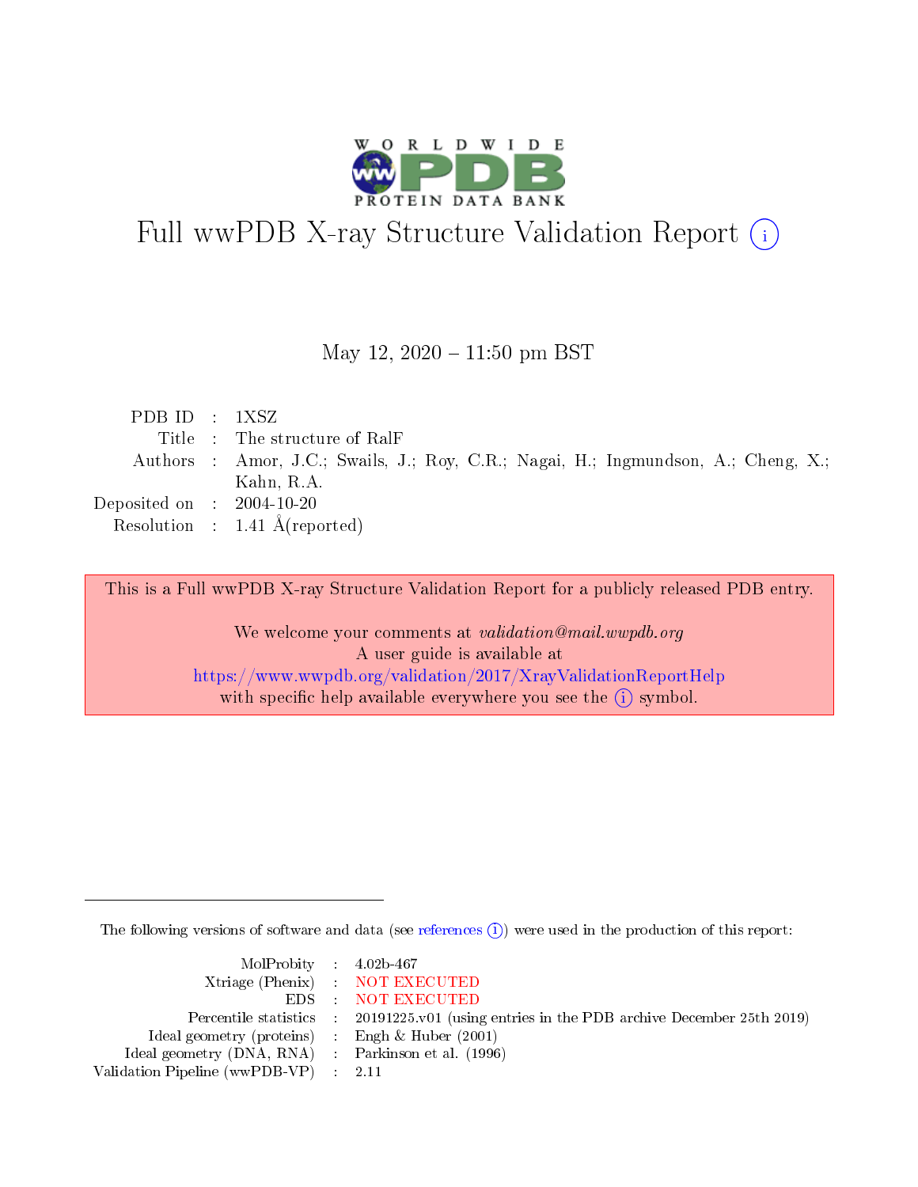# Full wwPDB X-ray Structure Validation Report (i)

May 12, 2020 – 11:50 pm BST

| | | |
|---|---|---|
| PDB ID | : | 1XSZ |
| Title | : | The structure of RalF |
| Authors | : | Amor, J.C.; Swails, J.; Roy, C.R.; Nagai, H.; Ingmundson, A.; Cheng, X.; Kahn, R.A. |
| Deposited on | : | 2004-10-20 |
| Resolution | : | 1.41 Å(reported) |

This is a Full wwPDB X-ray Structure Validation Report for a publicly released PDB entry.

We welcome your comments at *validation@mail.wwpdb.org*
A user guide is available at
https://www.wwpdb.org/validation/2017/XrayValidationReportHelp
with specific help available everywhere you see the (i) symbol.

The following versions of software and data (see references (i)) were used in the production of this report:

| | | |
|---|---|---|
| MolProbity | : | 4.02b-467 |
| Xtriage (Phenix) | : | NOT EXECUTED |
| EDS | : | NOT EXECUTED |
| Percentile statistics | : | 20191225.v01 (using entries in the PDB archive December 25th 2019) |
| Ideal geometry (proteins) | : | Engh & Huber (2001) |
| Ideal geometry (DNA, RNA) | : | Parkinson et al. (1996) |
| Validation Pipeline (wwPDB-VP) | : | 2.11 |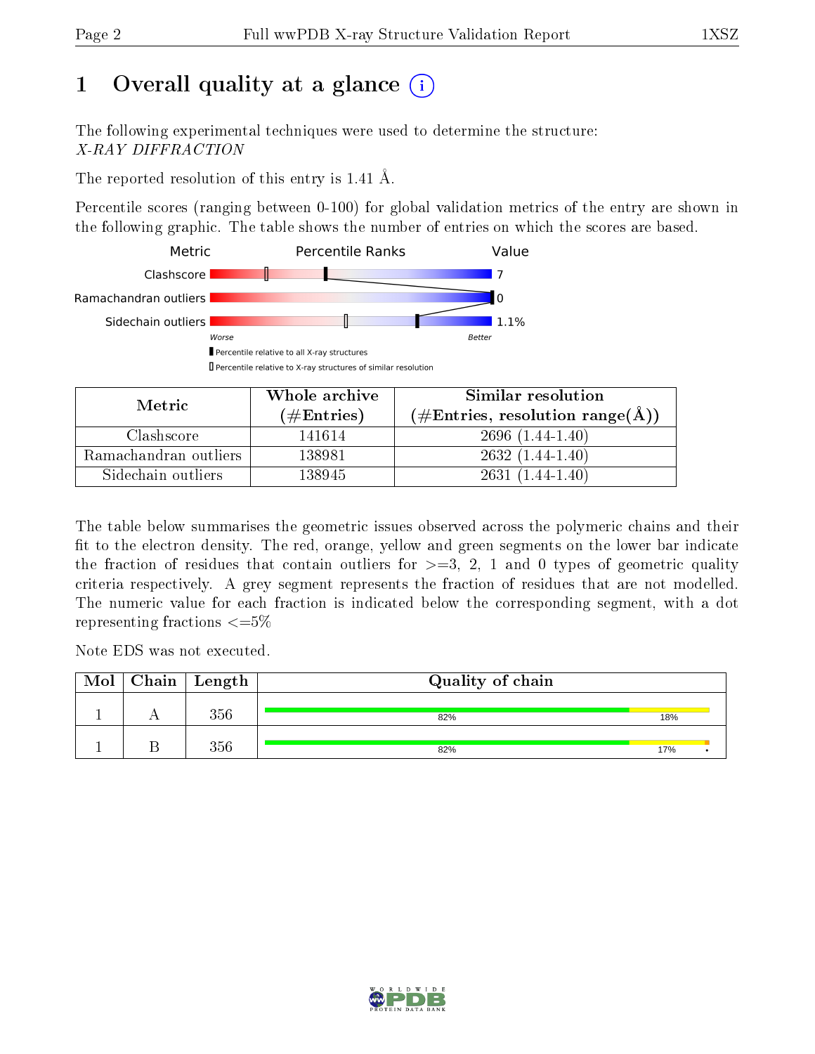# 1 Overall quality at a glance

The following experimental techniques were used to determine the structure:
*X-RAY DIFFRACTION*

The reported resolution of this entry is 1.41 Å.

Percentile scores (ranging between 0-100) for global validation metrics of the entry are shown in the following graphic. The table shows the number of entries on which the scores are based.

| Metric | Value |
|---|---|
| Clashscore | 7 |
| Ramachandran outliers | 0 |
| Sidechain outliers | 1.1% |

| Metric | Whole archive (#Entries) | Similar resolution (#Entries, resolution range(Å)) |
|---|---|---|
| Clashscore | 141614 | 2696 (1.44-1.40) |
| Ramachandran outliers | 138981 | 2632 (1.44-1.40) |
| Sidechain outliers | 138945 | 2631 (1.44-1.40) |

The table below summarises the geometric issues observed across the polymeric chains and their fit to the electron density. The red, orange, yellow and green segments on the lower bar indicate the fraction of residues that contain outliers for >=3, 2, 1 and 0 types of geometric quality criteria respectively. A grey segment represents the fraction of residues that are not modelled. The numeric value for each fraction is indicated below the corresponding segment, with a dot representing fractions <=5%

Note EDS was not executed.

| Mol | Chain | Length | Quality of chain |
|---|---|---|---|
| 1 | A | 356 | 82% 18% |
| 1 | B | 356 | 82% 17% • |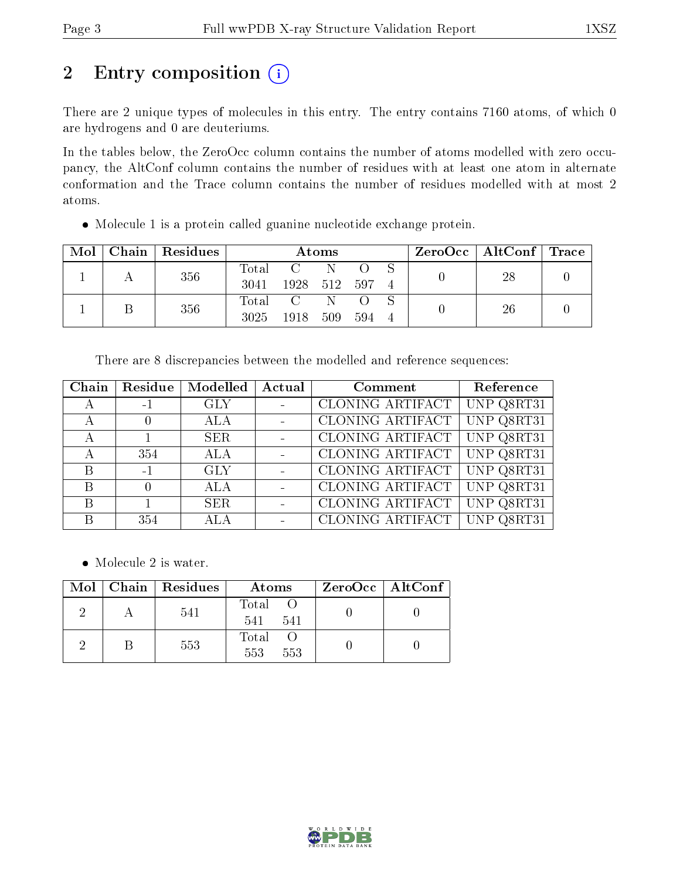# 2 Entry composition (i)

There are 2 unique types of molecules in this entry. The entry contains 7160 atoms, of which 0 are hydrogens and 0 are deuteriums.

In the tables below, the ZeroOcc column contains the number of atoms modelled with zero occupancy, the AltConf column contains the number of residues with at least one atom in alternate conformation and the Trace column contains the number of residues modelled with at most 2 atoms.

- Molecule 1 is a protein called guanine nucleotide exchange protein.

| Mol | Chain | Residues | Atoms | | | | | ZeroOcc | AltConf | Trace |
|---|---|---|---|---|---|---|---|---|---|---|
| 1 | A | 356 | Total<br>3041 | C<br>1928 | N<br>512 | O<br>597 | S<br>4 | 0 | 28 | 0 |
| 1 | B | 356 | Total<br>3025 | C<br>1918 | N<br>509 | O<br>594 | S<br>4 | 0 | 26 | 0 |

There are 8 discrepancies between the modelled and reference sequences:

| Chain | Residue | Modelled | Actual | Comment | Reference |
|---|---|---|---|---|---|
| A | -1 | GLY | - | CLONING ARTIFACT | UNP Q8RT31 |
| A | 0 | ALA | - | CLONING ARTIFACT | UNP Q8RT31 |
| A | 1 | SER | - | CLONING ARTIFACT | UNP Q8RT31 |
| A | 354 | ALA | - | CLONING ARTIFACT | UNP Q8RT31 |
| B | -1 | GLY | - | CLONING ARTIFACT | UNP Q8RT31 |
| B | 0 | ALA | - | CLONING ARTIFACT | UNP Q8RT31 |
| B | 1 | SER | - | CLONING ARTIFACT | UNP Q8RT31 |
| B | 354 | ALA | - | CLONING ARTIFACT | UNP Q8RT31 |

- Molecule 2 is water.

| Mol | Chain | Residues | Atoms | | ZeroOcc | AltConf |
|---|---|---|---|---|---|---|
| 2 | A | 541 | Total<br>541 | O<br>541 | 0 | 0 |
| 2 | B | 553 | Total<br>553 | O<br>553 | 0 | 0 |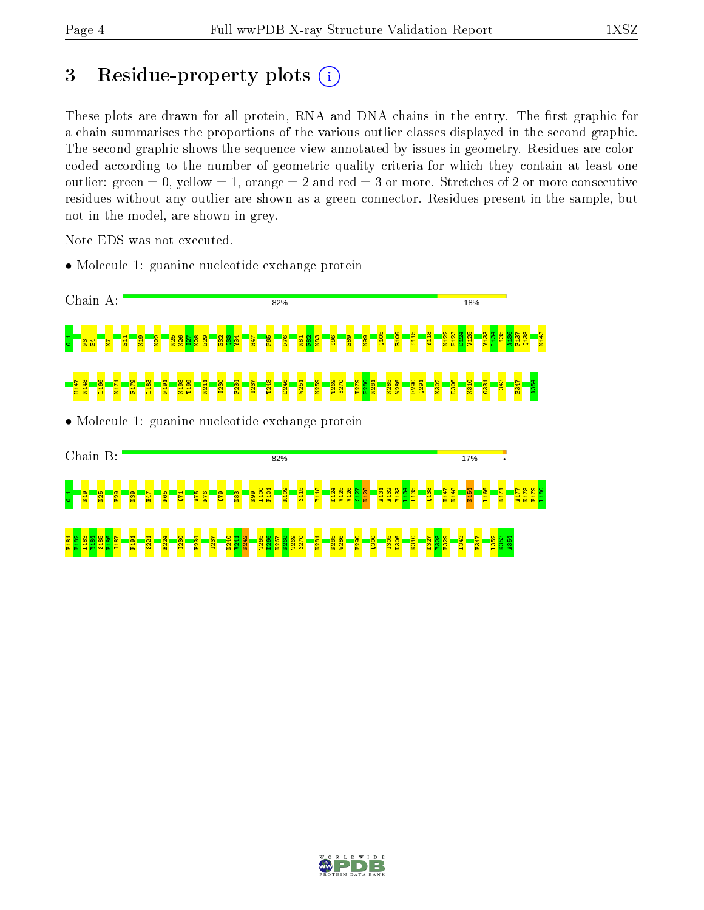# 3 Residue-property plots

These plots are drawn for all protein, RNA and DNA chains in the entry. The first graphic for a chain summarises the proportions of the various outlier classes displayed in the second graphic. The second graphic shows the sequence view annotated by issues in geometry. Residues are color-coded according to the number of geometric quality criteria for which they contain at least one outlier: green = 0, yellow = 1, orange = 2 and red = 3 or more. Stretches of 2 or more consecutive residues without any outlier are shown as a green connector. Residues present in the sample, but not in the model, are shown in grey.

Note EDS was not executed.

- Molecule 1: guanine nucleotide exchange protein

Chain A: 82% 18%

G-1 P3 E4 K7 E11 K19 N22 N25 K26 I27 K28 E29 E32 Q33 Y34 H47 P65 F76 N81 F82 N83 S86 E89 K99 Q105 R109 S115 Y118 N122 P123 D124 V125 Y133 L134 L135 A136 F137 Q138 N143 H147 N148 L166 N171 F179 L183 P191 K198 T199 N211 I230 F234 I237 T243 D246 W251 K259 T269 S270 T279 P280 N281 K285 W286 E290 Q291 K302 D306 K310 G331 L343 E347 A354

- Molecule 1: guanine nucleotide exchange protein

Chain B: 82% 17%

G-1 K19 N25 E29 N39 H47 P65 Q71 A75 F76 Q79 N83 K99 L100 P101 R109 S115 Y118 D124 V125 V126 S127 N128 A131 A132 Y133 L134 L135 Q138 H147 N148 K154 L166 N171 A177 K178 F179 L180 E181 N182 L183 Y184 S185 E186 I187 P191 S221 H224 I230 F234 I237 N240 V241 K242 T265 D266 N267 K268 T269 S270 N281 K285 W286 E290 Q300 I305 D306 K310 D327 Y328 E329 L343 E347 L352 K353 A354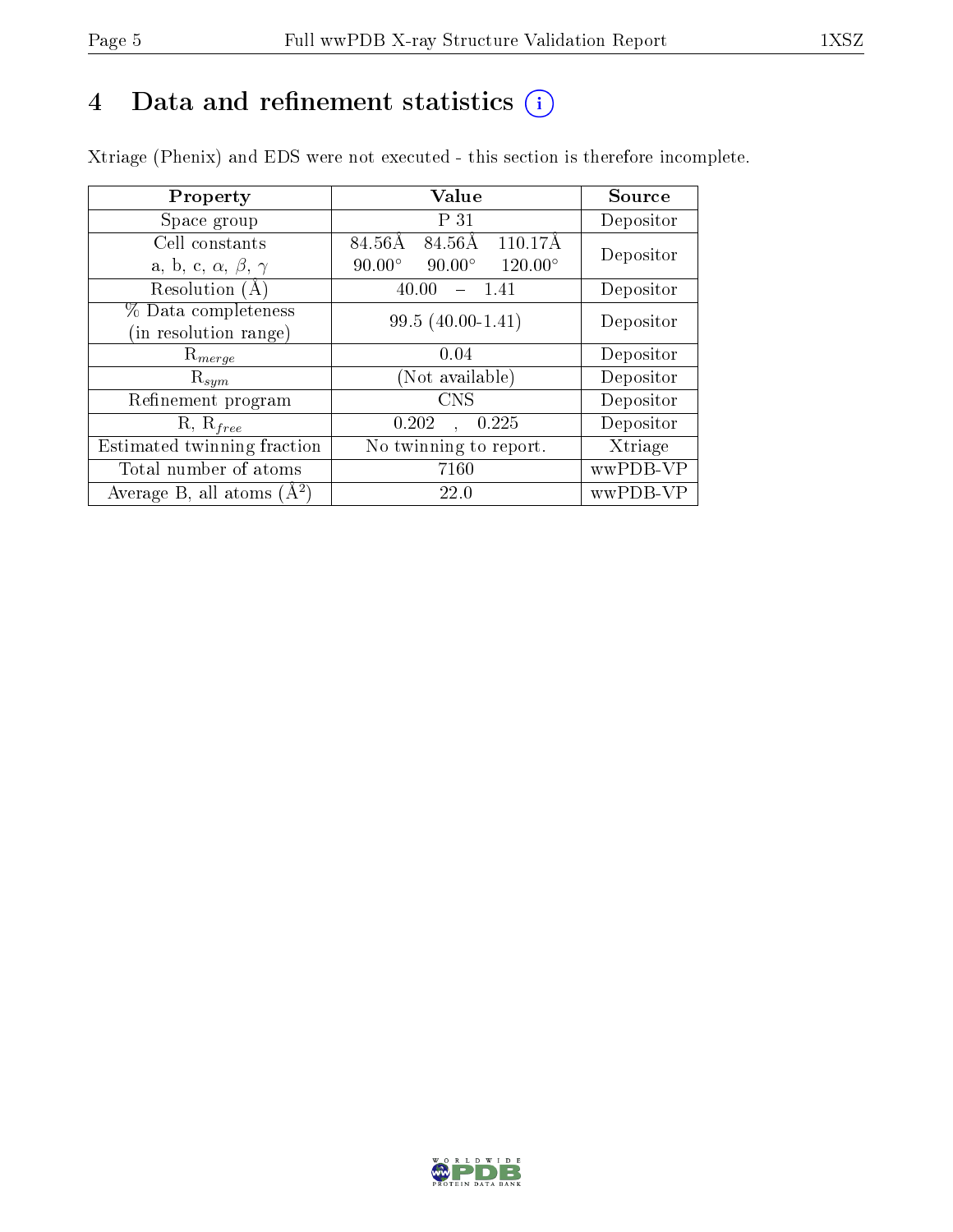# 4 Data and refinement statistics

Xtriage (Phenix) and EDS were not executed - this section is therefore incomplete.

| Property | Value | Source |
|---|---|---|
| Space group | P 31 | Depositor |
| Cell constants<br>a, b, c, $\alpha$, $\beta$, $\gamma$ | 84.56Å 84.56Å 110.17Å<br>90.00° 90.00° 120.00° | Depositor |
| Resolution (Å) | 40.00 – 1.41 | Depositor |
| % Data completeness<br>(in resolution range) | 99.5 (40.00-1.41) | Depositor |
| $R_{merge}$ | 0.04 | Depositor |
| $R_{sym}$ | (Not available) | Depositor |
| Refinement program | CNS | Depositor |
| R, $R_{free}$ | 0.202 , 0.225 | Depositor |
| Estimated twinning fraction | No twinning to report. | Xtriage |
| Total number of atoms | 7160 | wwPDB-VP |
| Average B, all atoms (Å$^2$) | 22.0 | wwPDB-VP |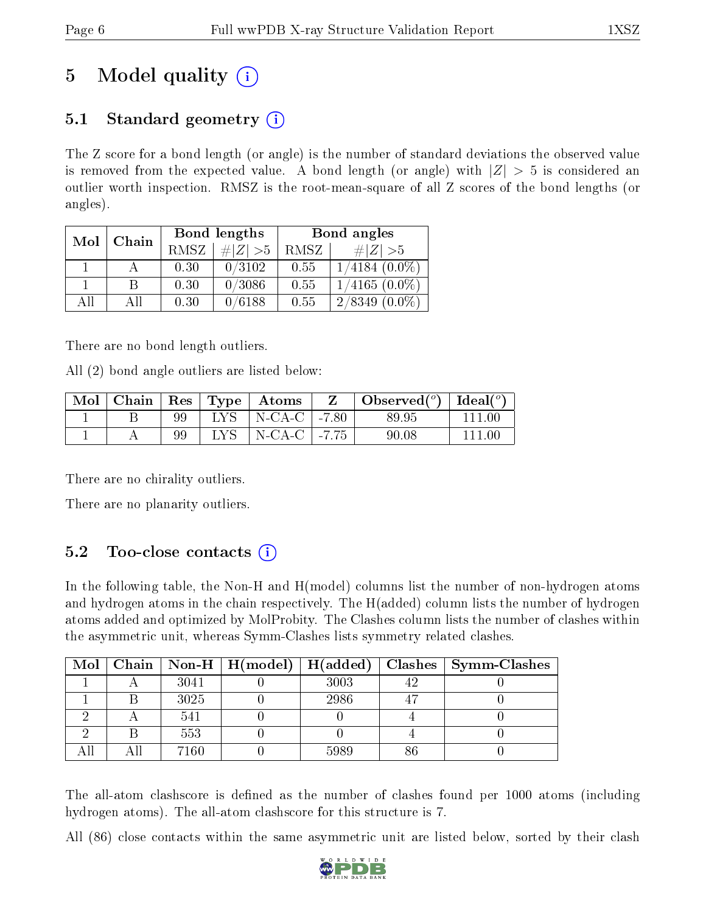# 5 Model quality

## 5.1 Standard geometry

The Z score for a bond length (or angle) is the number of standard deviations the observed value is removed from the expected value. A bond length (or angle) with $|Z| > 5$ is considered an outlier worth inspection. RMSZ is the root-mean-square of all Z scores of the bond lengths (or angles).

| Mol | Chain | Bond lengths | | Bond angles | |
|---|---|---|---|---|---|
| | | RMSZ | #$\|Z\|$ >5 | RMSZ | #$\|Z\|$ >5 |
| 1 | A | 0.30 | 0/3102 | 0.55 | 1/4184 (0.0%) |
| 1 | B | 0.30 | 0/3086 | 0.55 | 1/4165 (0.0%) |
| All | All | 0.30 | 0/6188 | 0.55 | 2/8349 (0.0%) |

There are no bond length outliers.

All (2) bond angle outliers are listed below:

| Mol | Chain | Res | Type | Atoms | Z | Observed(°) | Ideal(°) |
|---|---|---|---|---|---|---|---|
| 1 | B | 99 | LYS | N-CA-C | -7.80 | 89.95 | 111.00 |
| 1 | A | 99 | LYS | N-CA-C | -7.75 | 90.08 | 111.00 |

There are no chirality outliers.

There are no planarity outliers.

## 5.2 Too-close contacts

In the following table, the Non-H and H(model) columns list the number of non-hydrogen atoms and hydrogen atoms in the chain respectively. The H(added) column lists the number of hydrogen atoms added and optimized by MolProbity. The Clashes column lists the number of clashes within the asymmetric unit, whereas Symm-Clashes lists symmetry related clashes.

| Mol | Chain | Non-H | H(model) | H(added) | Clashes | Symm-Clashes |
|---|---|---|---|---|---|---|
| 1 | A | 3041 | 0 | 3003 | 42 | 0 |
| 1 | B | 3025 | 0 | 2986 | 47 | 0 |
| 2 | A | 541 | 0 | 0 | 4 | 0 |
| 2 | B | 553 | 0 | 0 | 4 | 0 |
| All | All | 7160 | 0 | 5989 | 86 | 0 |

The all-atom clashscore is defined as the number of clashes found per 1000 atoms (including hydrogen atoms). The all-atom clashscore for this structure is 7.

All (86) close contacts within the same asymmetric unit are listed below, sorted by their clash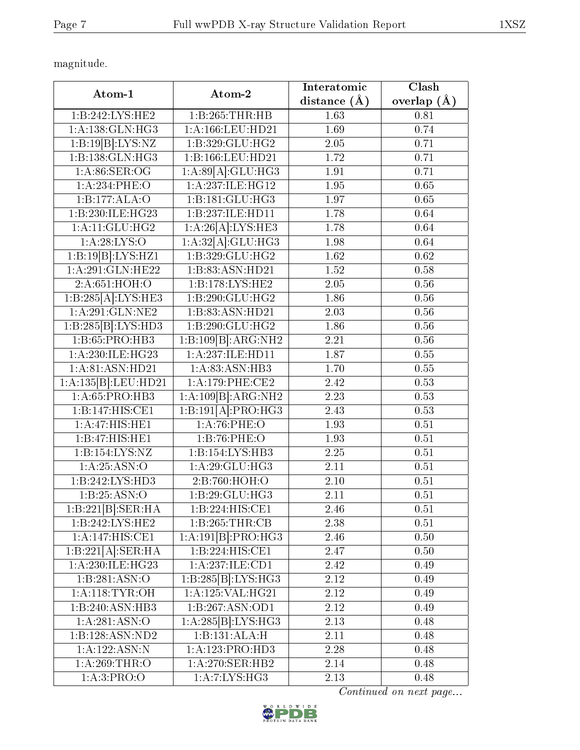magnitude.

| Atom-1 | Atom-2 | Interatomic distance (Å) | Clash overlap (Å) |
|---|---|---|---|
| 1:B:242:LYS:HE2 | 1:B:265:THR:HB | 1.63 | 0.81 |
| 1:A:138:GLN:HG3 | 1:A:166:LEU:HD21 | 1.69 | 0.74 |
| 1:B:19[B]:LYS:NZ | 1:B:329:GLU:HG2 | 2.05 | 0.71 |
| 1:B:138:GLN:HG3 | 1:B:166:LEU:HD21 | 1.72 | 0.71 |
| 1:A:86:SER:OG | 1:A:89[A]:GLU:HG3 | 1.91 | 0.71 |
| 1:A:234:PHE:O | 1:A:237:ILE:HG12 | 1.95 | 0.65 |
| 1:B:177:ALA:O | 1:B:181:GLU:HG3 | 1.97 | 0.65 |
| 1:B:230:ILE:HG23 | 1:B:237:ILE:HD11 | 1.78 | 0.64 |
| 1:A:11:GLU:HG2 | 1:A:26[A]:LYS:HE3 | 1.78 | 0.64 |
| 1:A:28:LYS:O | 1:A:32[A]:GLU:HG3 | 1.98 | 0.64 |
| 1:B:19[B]:LYS:HZ1 | 1:B:329:GLU:HG2 | 1.62 | 0.62 |
| 1:A:291:GLN:HE22 | 1:B:83:ASN:HD21 | 1.52 | 0.58 |
| 2:A:651:HOH:O | 1:B:178:LYS:HE2 | 2.05 | 0.56 |
| 1:B:285[A]:LYS:HE3 | 1:B:290:GLU:HG2 | 1.86 | 0.56 |
| 1:A:291:GLN:NE2 | 1:B:83:ASN:HD21 | 2.03 | 0.56 |
| 1:B:285[B]:LYS:HD3 | 1:B:290:GLU:HG2 | 1.86 | 0.56 |
| 1:B:65:PRO:HB3 | 1:B:109[B]:ARG:NH2 | 2.21 | 0.56 |
| 1:A:230:ILE:HG23 | 1:A:237:ILE:HD11 | 1.87 | 0.55 |
| 1:A:81:ASN:HD21 | 1:A:83:ASN:HB3 | 1.70 | 0.55 |
| 1:A:135[B]:LEU:HD21 | 1:A:179:PHE:CE2 | 2.42 | 0.53 |
| 1:A:65:PRO:HB3 | 1:A:109[B]:ARG:NH2 | 2.23 | 0.53 |
| 1:B:147:HIS:CE1 | 1:B:191[A]:PRO:HG3 | 2.43 | 0.53 |
| 1:A:47:HIS:HE1 | 1:A:76:PHE:O | 1.93 | 0.51 |
| 1:B:47:HIS:HE1 | 1:B:76:PHE:O | 1.93 | 0.51 |
| 1:B:154:LYS:NZ | 1:B:154:LYS:HB3 | 2.25 | 0.51 |
| 1:A:25:ASN:O | 1:A:29:GLU:HG3 | 2.11 | 0.51 |
| 1:B:242:LYS:HD3 | 2:B:760:HOH:O | 2.10 | 0.51 |
| 1:B:25:ASN:O | 1:B:29:GLU:HG3 | 2.11 | 0.51 |
| 1:B:221[B]:SER:HA | 1:B:224:HIS:CE1 | 2.46 | 0.51 |
| 1:B:242:LYS:HE2 | 1:B:265:THR:CB | 2.38 | 0.51 |
| 1:A:147:HIS:CE1 | 1:A:191[B]:PRO:HG3 | 2.46 | 0.50 |
| 1:B:221[A]:SER:HA | 1:B:224:HIS:CE1 | 2.47 | 0.50 |
| 1:A:230:ILE:HG23 | 1:A:237:ILE:CD1 | 2.42 | 0.49 |
| 1:B:281:ASN:O | 1:B:285[B]:LYS:HG3 | 2.12 | 0.49 |
| 1:A:118:TYR:OH | 1:A:125:VAL:HG21 | 2.12 | 0.49 |
| 1:B:240:ASN:HB3 | 1:B:267:ASN:OD1 | 2.12 | 0.49 |
| 1:A:281:ASN:O | 1:A:285[B]:LYS:HG3 | 2.13 | 0.48 |
| 1:B:128:ASN:ND2 | 1:B:131:ALA:H | 2.11 | 0.48 |
| 1:A:122:ASN:N | 1:A:123:PRO:HD3 | 2.28 | 0.48 |
| 1:A:269:THR:O | 1:A:270:SER:HB2 | 2.14 | 0.48 |
| 1:A:3:PRO:O | 1:A:7:LYS:HG3 | 2.13 | 0.48 |

*Continued on next page...*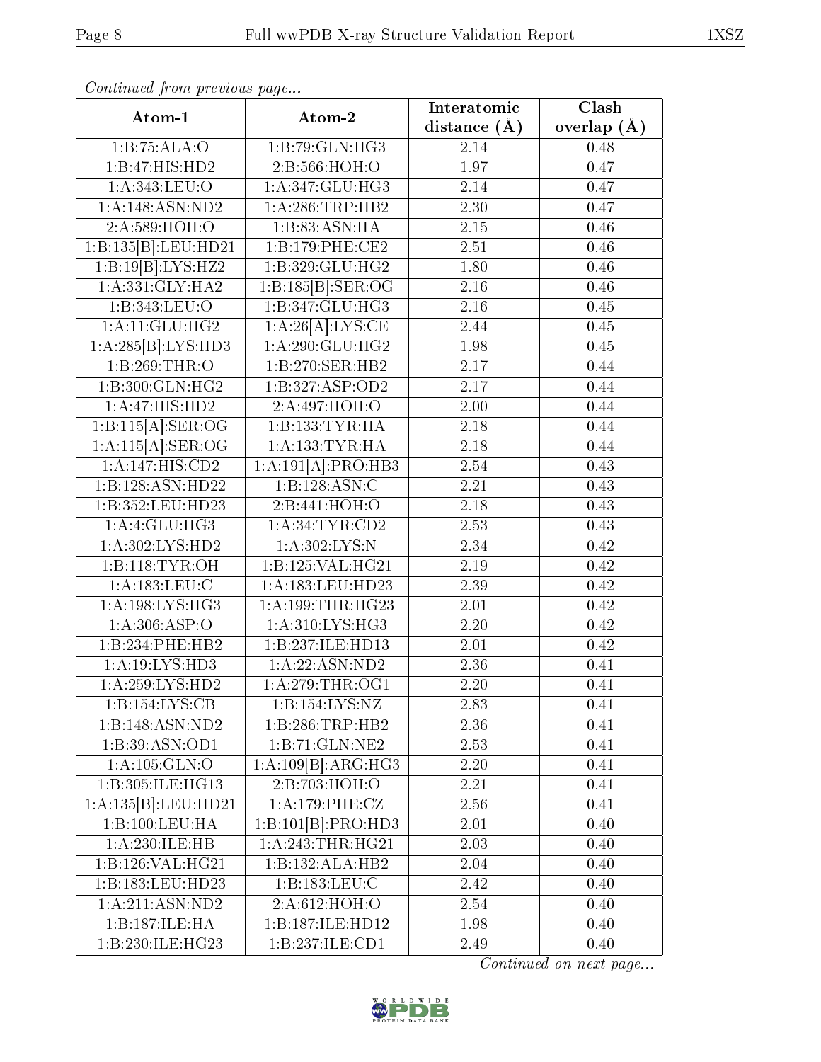*Continued from previous page...*

| Atom-1 | Atom-2 | Interatomic distance (Å) | Clash overlap (Å) |
| --- | --- | --- | --- |
| 1:B:75:ALA:O | 1:B:79:GLN:HG3 | 2.14 | 0.48 |
| 1:B:47:HIS:HD2 | 2:B:566:HOH:O | 1.97 | 0.47 |
| 1:A:343:LEU:O | 1:A:347:GLU:HG3 | 2.14 | 0.47 |
| 1:A:148:ASN:ND2 | 1:A:286:TRP:HB2 | 2.30 | 0.47 |
| 2:A:589:HOH:O | 1:B:83:ASN:HA | 2.15 | 0.46 |
| 1:B:135[B]:LEU:HD21 | 1:B:179:PHE:CE2 | 2.51 | 0.46 |
| 1:B:19[B]:LYS:HZ2 | 1:B:329:GLU:HG2 | 1.80 | 0.46 |
| 1:A:331:GLY:HA2 | 1:B:185[B]:SER:OG | 2.16 | 0.46 |
| 1:B:343:LEU:O | 1:B:347:GLU:HG3 | 2.16 | 0.45 |
| 1:A:11:GLU:HG2 | 1:A:26[A]:LYS:CE | 2.44 | 0.45 |
| 1:A:285[B]:LYS:HD3 | 1:A:290:GLU:HG2 | 1.98 | 0.45 |
| 1:B:269:THR:O | 1:B:270:SER:HB2 | 2.17 | 0.44 |
| 1:B:300:GLN:HG2 | 1:B:327:ASP:OD2 | 2.17 | 0.44 |
| 1:A:47:HIS:HD2 | 2:A:497:HOH:O | 2.00 | 0.44 |
| 1:B:115[A]:SER:OG | 1:B:133:TYR:HA | 2.18 | 0.44 |
| 1:A:115[A]:SER:OG | 1:A:133:TYR:HA | 2.18 | 0.44 |
| 1:A:147:HIS:CD2 | 1:A:191[A]:PRO:HB3 | 2.54 | 0.43 |
| 1:B:128:ASN:HD22 | 1:B:128:ASN:C | 2.21 | 0.43 |
| 1:B:352:LEU:HD23 | 2:B:441:HOH:O | 2.18 | 0.43 |
| 1:A:4:GLU:HG3 | 1:A:34:TYR:CD2 | 2.53 | 0.43 |
| 1:A:302:LYS:HD2 | 1:A:302:LYS:N | 2.34 | 0.42 |
| 1:B:118:TYR:OH | 1:B:125:VAL:HG21 | 2.19 | 0.42 |
| 1:A:183:LEU:C | 1:A:183:LEU:HD23 | 2.39 | 0.42 |
| 1:A:198:LYS:HG3 | 1:A:199:THR:HG23 | 2.01 | 0.42 |
| 1:A:306:ASP:O | 1:A:310:LYS:HG3 | 2.20 | 0.42 |
| 1:B:234:PHE:HB2 | 1:B:237:ILE:HD13 | 2.01 | 0.42 |
| 1:A:19:LYS:HD3 | 1:A:22:ASN:ND2 | 2.36 | 0.41 |
| 1:A:259:LYS:HD2 | 1:A:279:THR:OG1 | 2.20 | 0.41 |
| 1:B:154:LYS:CB | 1:B:154:LYS:NZ | 2.83 | 0.41 |
| 1:B:148:ASN:ND2 | 1:B:286:TRP:HB2 | 2.36 | 0.41 |
| 1:B:39:ASN:OD1 | 1:B:71:GLN:NE2 | 2.53 | 0.41 |
| 1:A:105:GLN:O | 1:A:109[B]:ARG:HG3 | 2.20 | 0.41 |
| 1:B:305:ILE:HG13 | 2:B:703:HOH:O | 2.21 | 0.41 |
| 1:A:135[B]:LEU:HD21 | 1:A:179:PHE:CZ | 2.56 | 0.41 |
| 1:B:100:LEU:HA | 1:B:101[B]:PRO:HD3 | 2.01 | 0.40 |
| 1:A:230:ILE:HB | 1:A:243:THR:HG21 | 2.03 | 0.40 |
| 1:B:126:VAL:HG21 | 1:B:132:ALA:HB2 | 2.04 | 0.40 |
| 1:B:183:LEU:HD23 | 1:B:183:LEU:C | 2.42 | 0.40 |
| 1:A:211:ASN:ND2 | 2:A:612:HOH:O | 2.54 | 0.40 |
| 1:B:187:ILE:HA | 1:B:187:ILE:HD12 | 1.98 | 0.40 |
| 1:B:230:ILE:HG23 | 1:B:237:ILE:CD1 | 2.49 | 0.40 |

*Continued on next page...*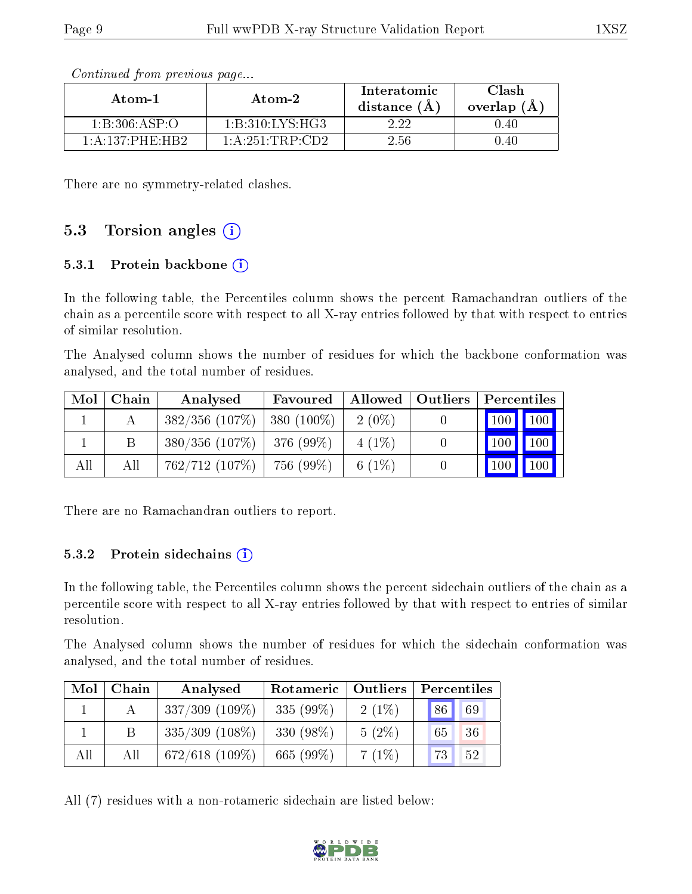*Continued from previous page...*

| Atom-1 | Atom-2 | Interatomic distance (Å) | Clash overlap (Å) |
|---|---|---|---|
| 1:B:306:ASP:O | 1:B:310:LYS:HG3 | 2.22 | 0.40 |
| 1:A:137:PHE:HB2 | 1:A:251:TRP:CD2 | 2.56 | 0.40 |

There are no symmetry-related clashes.

## 5.3 Torsion angles

### 5.3.1 Protein backbone

In the following table, the Percentiles column shows the percent Ramachandran outliers of the chain as a percentile score with respect to all X-ray entries followed by that with respect to entries of similar resolution.

The Analysed column shows the number of residues for which the backbone conformation was analysed, and the total number of residues.

| Mol | Chain | Analysed | Favoured | Allowed | Outliers | Percentiles | |
|---|---|---|---|---|---|---|---|
| 1 | A | 382/356 (107%) | 380 (100%) | 2 (0%) | 0 | 100 | 100 |
| 1 | B | 380/356 (107%) | 376 (99%) | 4 (1%) | 0 | 100 | 100 |
| All | All | 762/712 (107%) | 756 (99%) | 6 (1%) | 0 | 100 | 100 |

There are no Ramachandran outliers to report.

### 5.3.2 Protein sidechains

In the following table, the Percentiles column shows the percent sidechain outliers of the chain as a percentile score with respect to all X-ray entries followed by that with respect to entries of similar resolution.

The Analysed column shows the number of residues for which the sidechain conformation was analysed, and the total number of residues.

| Mol | Chain | Analysed | Rotameric | Outliers | Percentiles | |
|---|---|---|---|---|---|---|
| 1 | A | 337/309 (109%) | 335 (99%) | 2 (1%) | 86 | 69 |
| 1 | B | 335/309 (108%) | 330 (98%) | 5 (2%) | 65 | 36 |
| All | All | 672/618 (109%) | 665 (99%) | 7 (1%) | 73 | 52 |

All (7) residues with a non-rotameric sidechain are listed below: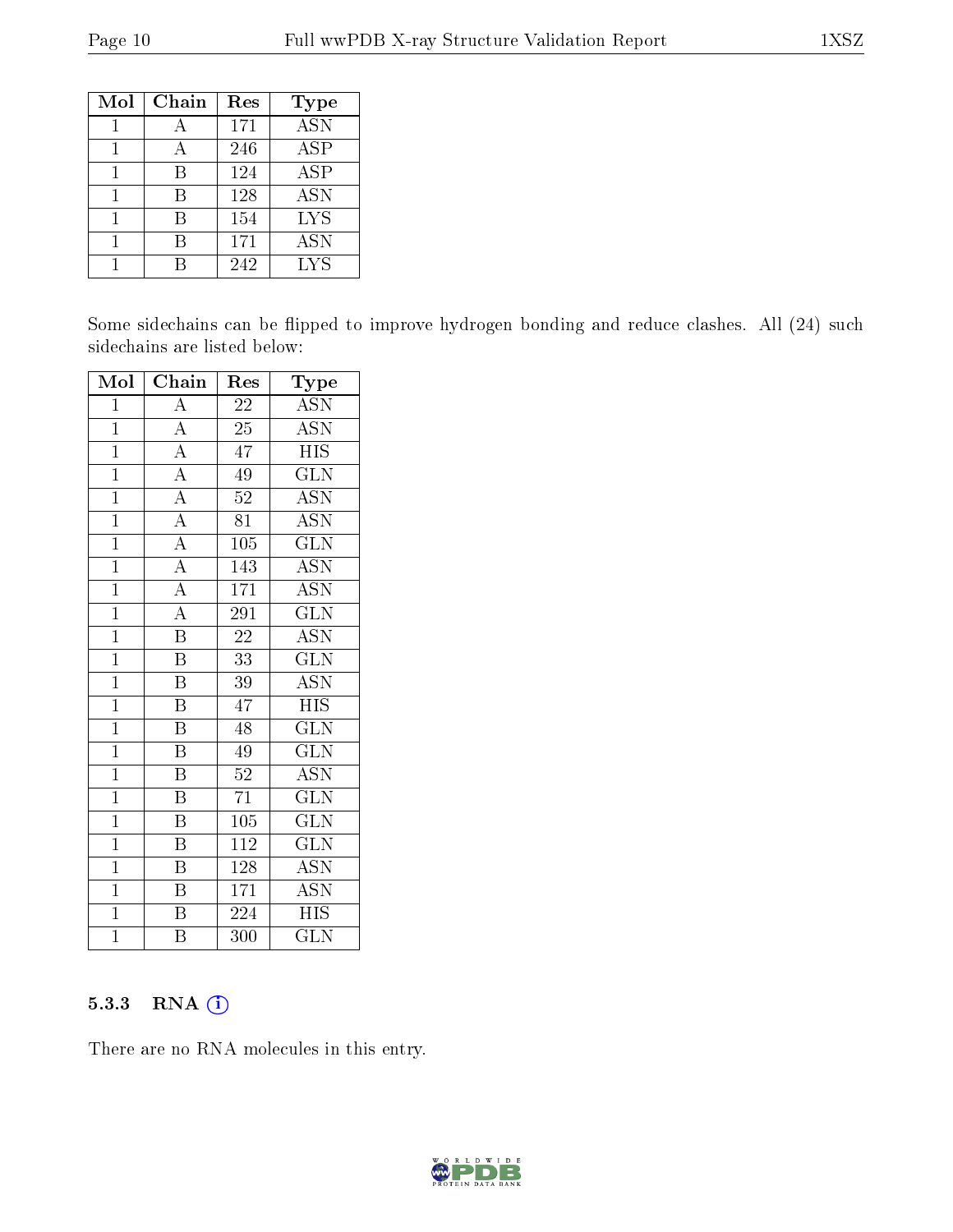| Mol | Chain | Res | Type |
|---|---|---|---|
| 1 | A | 171 | ASN |
| 1 | A | 246 | ASP |
| 1 | B | 124 | ASP |
| 1 | B | 128 | ASN |
| 1 | B | 154 | LYS |
| 1 | B | 171 | ASN |
| 1 | B | 242 | LYS |

Some sidechains can be flipped to improve hydrogen bonding and reduce clashes. All (24) such sidechains are listed below:

| Mol | Chain | Res | Type |
|---|---|---|---|
| 1 | A | 22 | ASN |
| 1 | A | 25 | ASN |
| 1 | A | 47 | HIS |
| 1 | A | 49 | GLN |
| 1 | A | 52 | ASN |
| 1 | A | 81 | ASN |
| 1 | A | 105 | GLN |
| 1 | A | 143 | ASN |
| 1 | A | 171 | ASN |
| 1 | A | 291 | GLN |
| 1 | B | 22 | ASN |
| 1 | B | 33 | GLN |
| 1 | B | 39 | ASN |
| 1 | B | 47 | HIS |
| 1 | B | 48 | GLN |
| 1 | B | 49 | GLN |
| 1 | B | 52 | ASN |
| 1 | B | 71 | GLN |
| 1 | B | 105 | GLN |
| 1 | B | 112 | GLN |
| 1 | B | 128 | ASN |
| 1 | B | 171 | ASN |
| 1 | B | 224 | HIS |
| 1 | B | 300 | GLN |

### 5.3.3 RNA

There are no RNA molecules in this entry.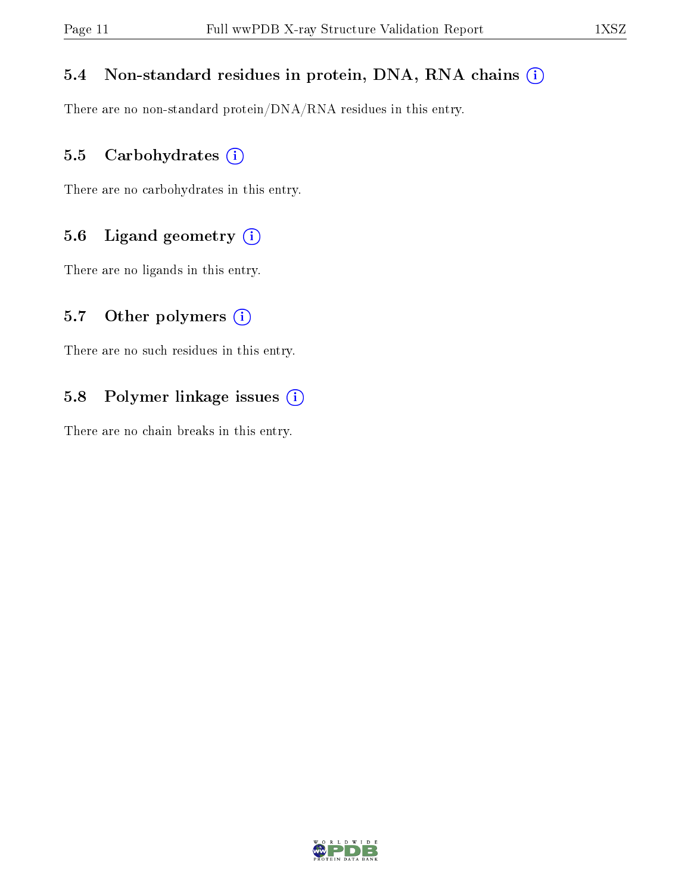### 5.4 Non-standard residues in protein, DNA, RNA chains (i)

There are no non-standard protein/DNA/RNA residues in this entry.

### 5.5 Carbohydrates (i)

There are no carbohydrates in this entry.

### 5.6 Ligand geometry (i)

There are no ligands in this entry.

### 5.7 Other polymers (i)

There are no such residues in this entry.

### 5.8 Polymer linkage issues (i)

There are no chain breaks in this entry.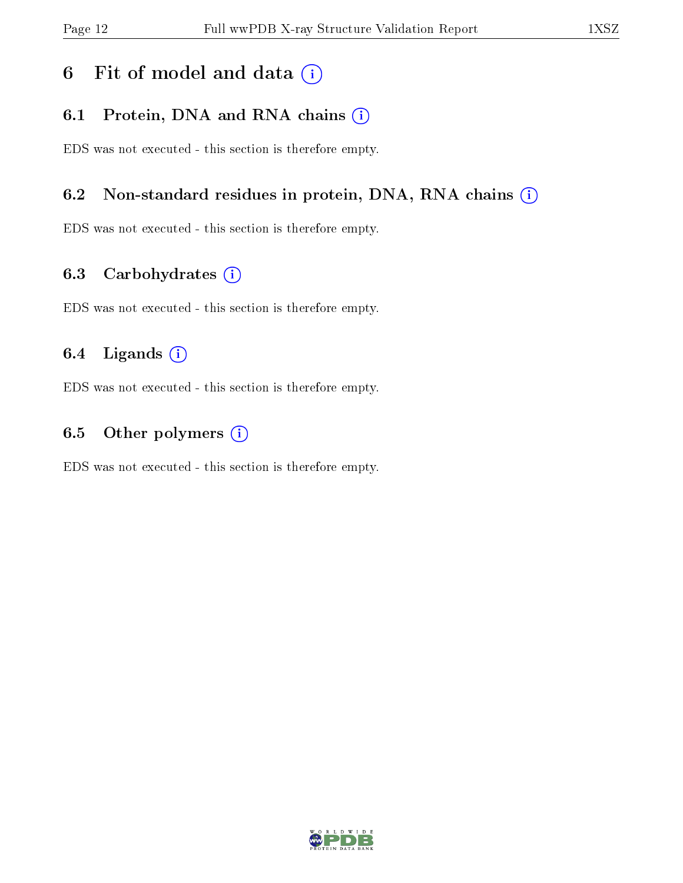# 6 Fit of model and data

## 6.1 Protein, DNA and RNA chains

EDS was not executed - this section is therefore empty.

## 6.2 Non-standard residues in protein, DNA, RNA chains

EDS was not executed - this section is therefore empty.

## 6.3 Carbohydrates

EDS was not executed - this section is therefore empty.

## 6.4 Ligands

EDS was not executed - this section is therefore empty.

## 6.5 Other polymers

EDS was not executed - this section is therefore empty.